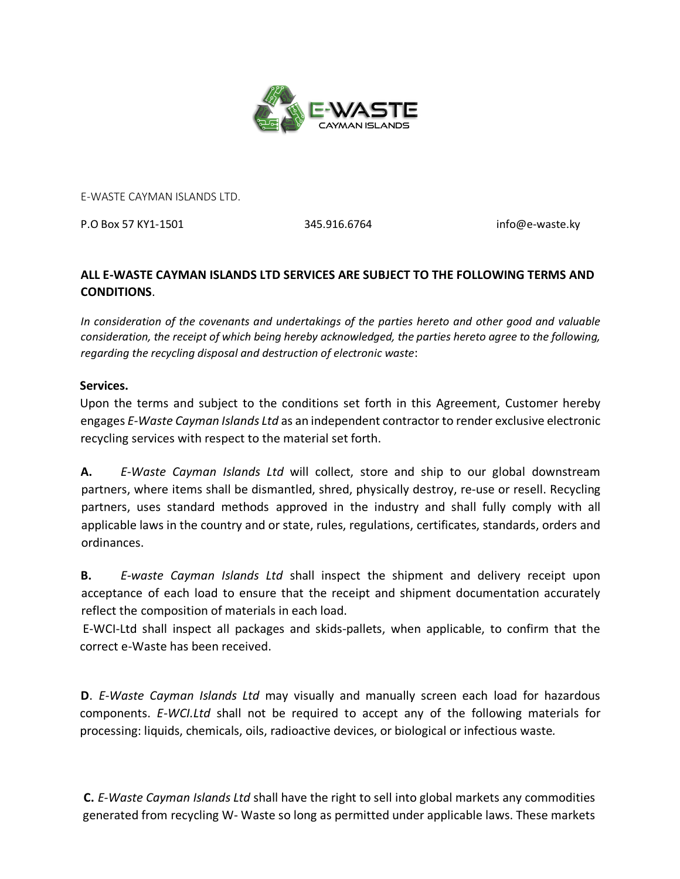E-WASTE CAYMAN ISLANDS LTD.

P.O Box 57 KY1-1501 345.916.6764 info@e-waste.ky

**ALL E-WASTE CAYMAN ISLANDS LTD SERVICES ARE SUBJECT TO THE FOLLOWING TERMS AND CONDITIONS**.

*In consideration of the covenants and undertakings of the parties hereto and other good and valuable consideration, the receipt of which being hereby acknowledged, the parties hereto agree to the following, regarding the recycling disposal and destruction of electronic waste*:

**Services.**

Upon the terms and subject to the conditions set forth in this Agreement, Customer hereby engages *E-Waste Cayman Islands Ltd* as an independent contractor to render exclusive electronic recycling services with respect to the material set forth.

**A.** *E-Waste Cayman Islands Ltd* will collect, store and ship to our global downstream partners, where items shall be dismantled, shred, physically destroy, re-use or resell. Recycling partners, uses standard methods approved in the industry and shall fully comply with all applicable laws in the country and or state, rules, regulations, certificates, standards, orders and ordinances.

**B.** *E-waste Cayman Islands Ltd* shall inspect the shipment and delivery receipt upon acceptance of each load to ensure that the receipt and shipment documentation accurately reflect the composition of materials in each load.

E-WCI-Ltd shall inspect all packages and skids-pallets, when applicable, to confirm that the correct e-Waste has been received.

**D**. *E-Waste Cayman Islands Ltd* may visually and manually screen each load for hazardous components. *E-WCI.Ltd* shall not be required to accept any of the following materials for processing: liquids, chemicals, oils, radioactive devices, or biological or infectious waste.

**C.** *E-Waste Cayman Islands Ltd* shall have the right to sell into global markets any commodities generated from recycling W- Waste so long as permitted under applicable laws. These markets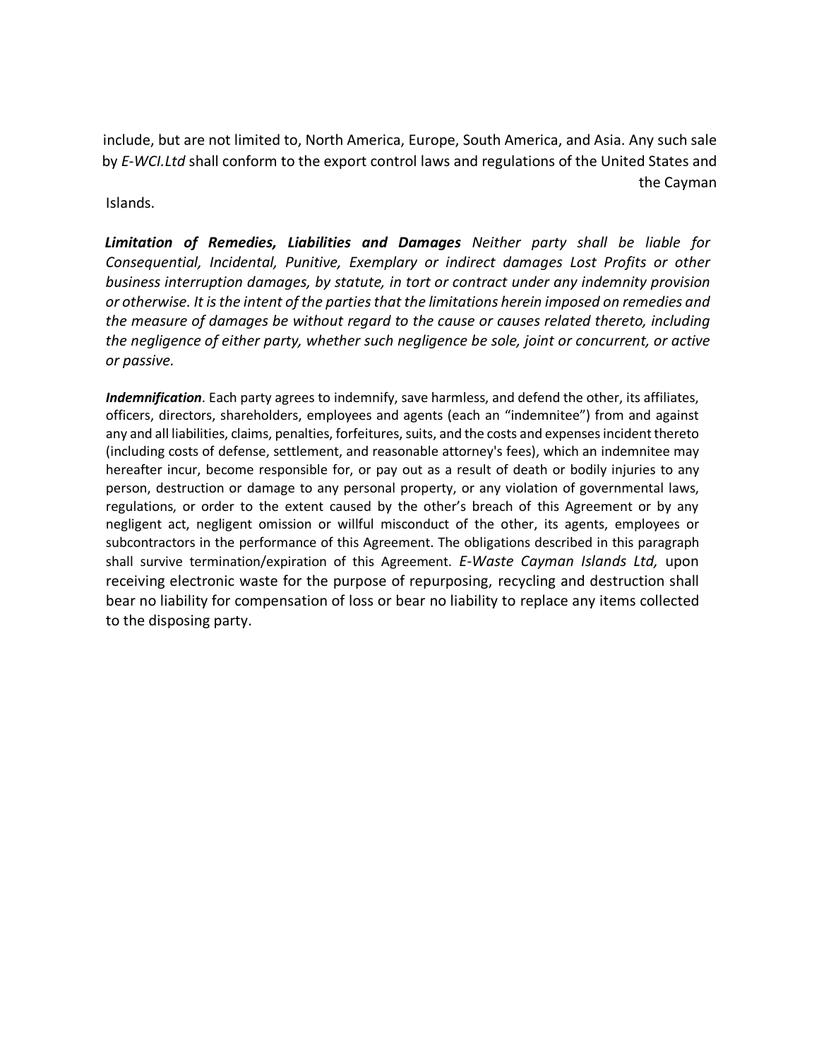include, but are not limited to, North America, Europe, South America, and Asia. Any such sale by *E-WCI.Ltd* shall conform to the export control laws and regulations of the United States and the Cayman Islands.

***Limitation of Remedies, Liabilities and Damages*** *Neither party shall be liable for Consequential, Incidental, Punitive, Exemplary or indirect damages Lost Profits or other business interruption damages, by statute, in tort or contract under any indemnity provision or otherwise. It is the intent of the parties that the limitations herein imposed on remedies and the measure of damages be without regard to the cause or causes related thereto, including the negligence of either party, whether such negligence be sole, joint or concurrent, or active or passive.*

***Indemnification***. Each party agrees to indemnify, save harmless, and defend the other, its affiliates, officers, directors, shareholders, employees and agents (each an "indemnitee") from and against any and all liabilities, claims, penalties, forfeitures, suits, and the costs and expenses incident thereto (including costs of defense, settlement, and reasonable attorney's fees), which an indemnitee may hereafter incur, become responsible for, or pay out as a result of death or bodily injuries to any person, destruction or damage to any personal property, or any violation of governmental laws, regulations, or order to the extent caused by the other's breach of this Agreement or by any negligent act, negligent omission or willful misconduct of the other, its agents, employees or subcontractors in the performance of this Agreement. The obligations described in this paragraph shall survive termination/expiration of this Agreement. *E-Waste Cayman Islands Ltd,* upon receiving electronic waste for the purpose of repurposing, recycling and destruction shall bear no liability for compensation of loss or bear no liability to replace any items collected to the disposing party.